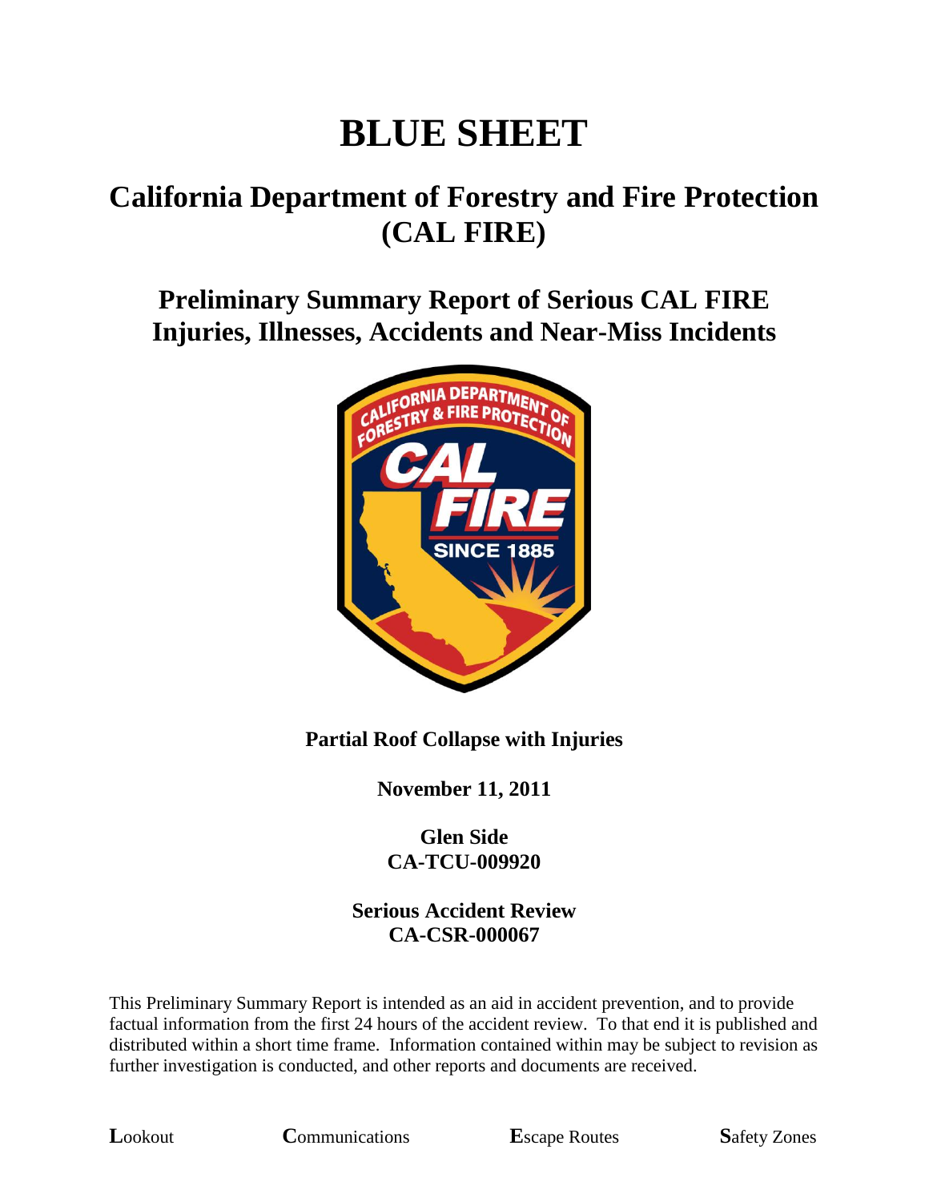# BLUE SHEET

## California Department of Forestry and Fire Protection (CAL FIRE)

### Preliminary Summary Report of Serious CAL FIRE Injuries, Illnesses, Accidents and Near-Miss Incidents

**Partial Roof Collapse with Injuries**

**November 11, 2011**

**Glen Side**
**CA-TCU-009920**

**Serious Accident Review**
**CA-CSR-000067**

This Preliminary Summary Report is intended as an aid in accident prevention, and to provide factual information from the first 24 hours of the accident review. To that end it is published and distributed within a short time frame. Information contained within may be subject to revision as further investigation is conducted, and other reports and documents are received.

**L**ookout **C**ommunications **E**scape Routes **S**afety Zones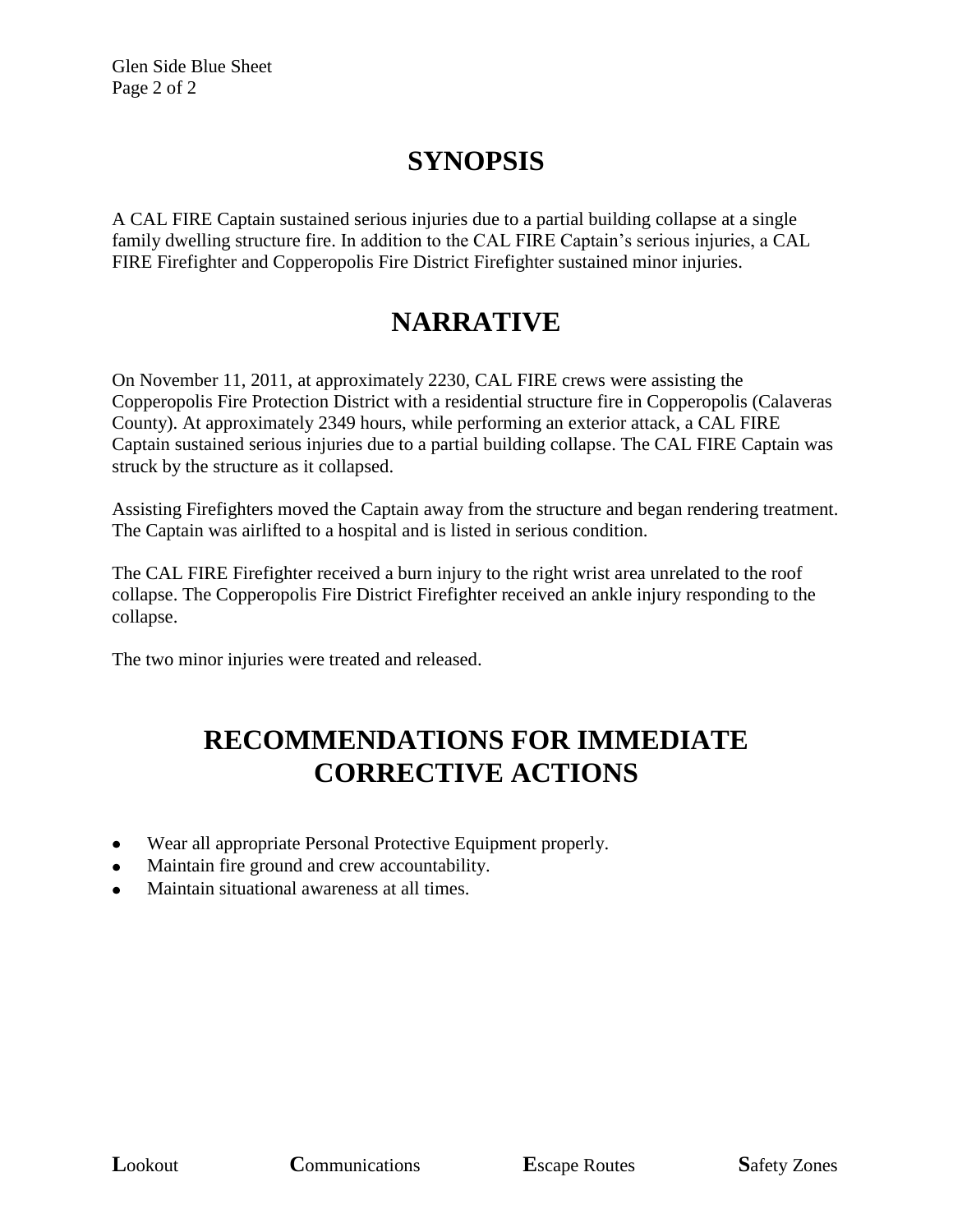# SYNOPSIS

A CAL FIRE Captain sustained serious injuries due to a partial building collapse at a single family dwelling structure fire. In addition to the CAL FIRE Captain's serious injuries, a CAL FIRE Firefighter and Copperopolis Fire District Firefighter sustained minor injuries.

# NARRATIVE

On November 11, 2011, at approximately 2230, CAL FIRE crews were assisting the Copperopolis Fire Protection District with a residential structure fire in Copperopolis (Calaveras County). At approximately 2349 hours, while performing an exterior attack, a CAL FIRE Captain sustained serious injuries due to a partial building collapse. The CAL FIRE Captain was struck by the structure as it collapsed.

Assisting Firefighters moved the Captain away from the structure and began rendering treatment. The Captain was airlifted to a hospital and is listed in serious condition.

The CAL FIRE Firefighter received a burn injury to the right wrist area unrelated to the roof collapse. The Copperopolis Fire District Firefighter received an ankle injury responding to the collapse.

The two minor injuries were treated and released.

# RECOMMENDATIONS FOR IMMEDIATE CORRECTIVE ACTIONS

- Wear all appropriate Personal Protective Equipment properly.
- Maintain fire ground and crew accountability.
- Maintain situational awareness at all times.